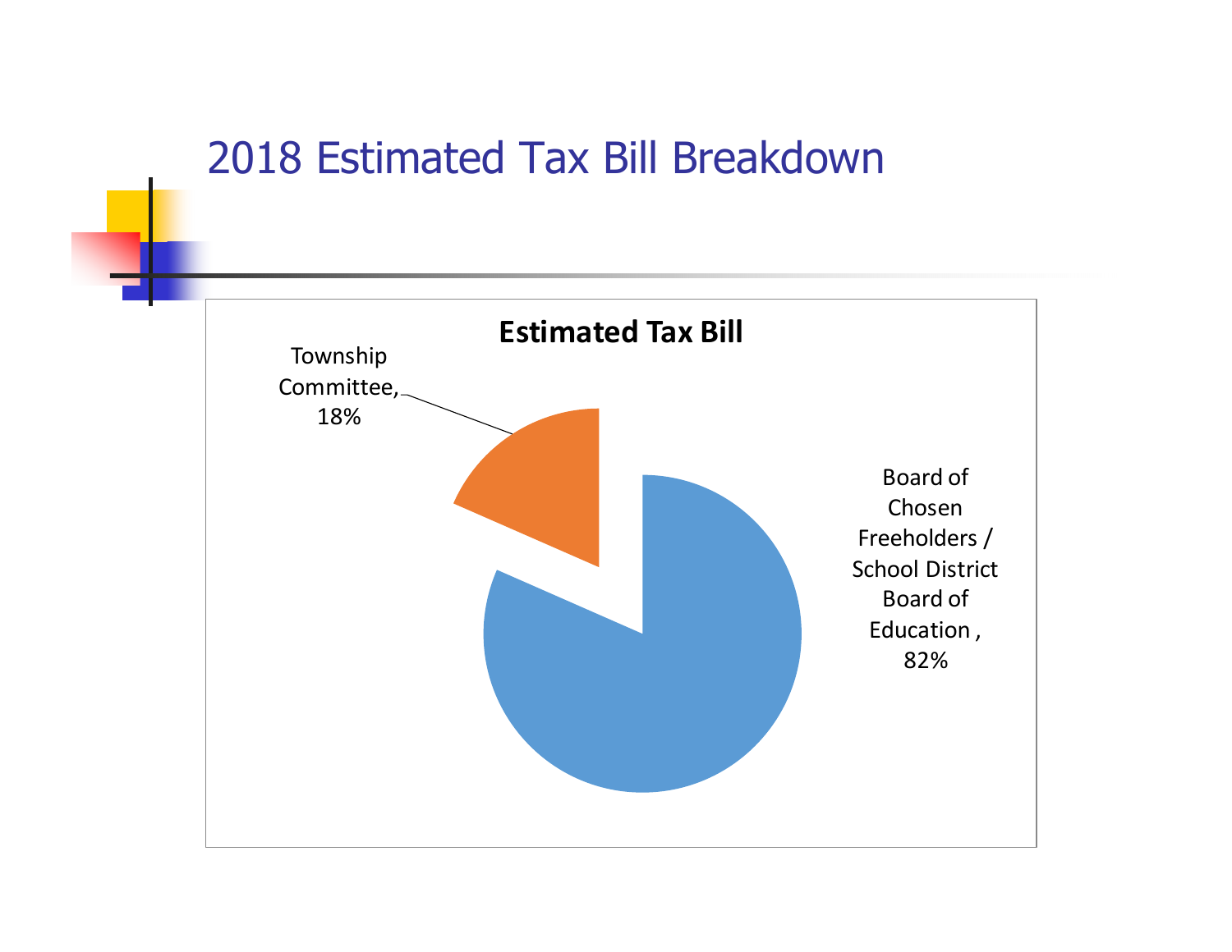# 2018 Estimated Tax Bill Breakdown

**Estimated Tax Bill**

Township Committee, 18%

Board of Chosen Freeholders / School District Board of Education , 82%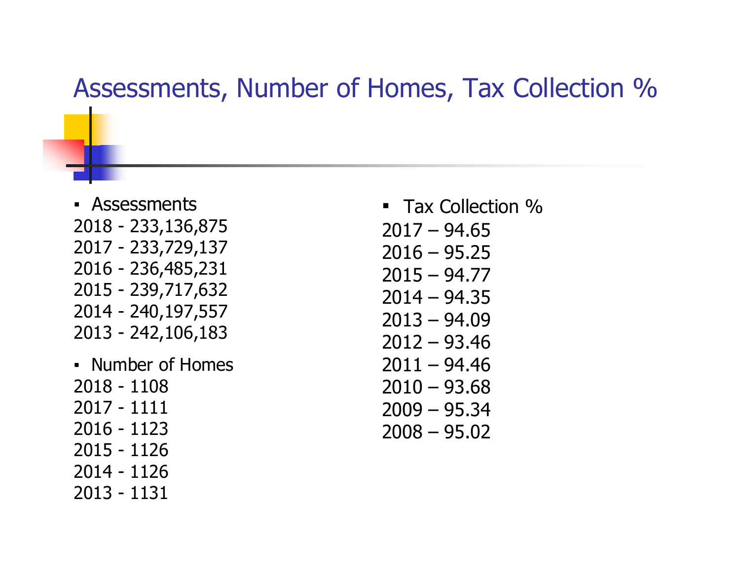# Assessments, Number of Homes, Tax Collection %

- Assessments

2018 - 233,136,875
2017 - 233,729,137
2016 - 236,485,231
2015 - 239,717,632
2014 - 240,197,557
2013 - 242,106,183

- Number of Homes

2018 - 1108
2017 - 1111
2016 - 1123
2015 - 1126
2014 - 1126
2013 - 1131

- Tax Collection %

2017 – 94.65
2016 – 95.25
2015 – 94.77
2014 – 94.35
2013 – 94.09
2012 – 93.46
2011 – 94.46
2010 – 93.68
2009 – 95.34
2008 – 95.02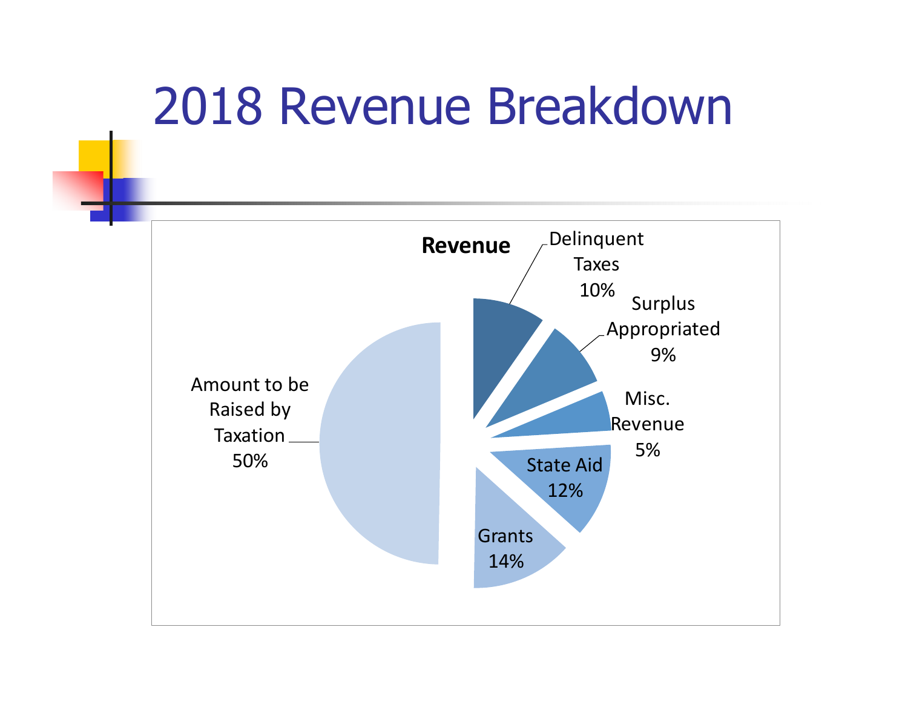# 2018 Revenue Breakdown

**Revenue**

- Amount to be Raised by Taxation 50%
- Delinquent Taxes 10%
- Surplus Appropriated 9%
- Misc. Revenue 5%
- State Aid 12%
- Grants 14%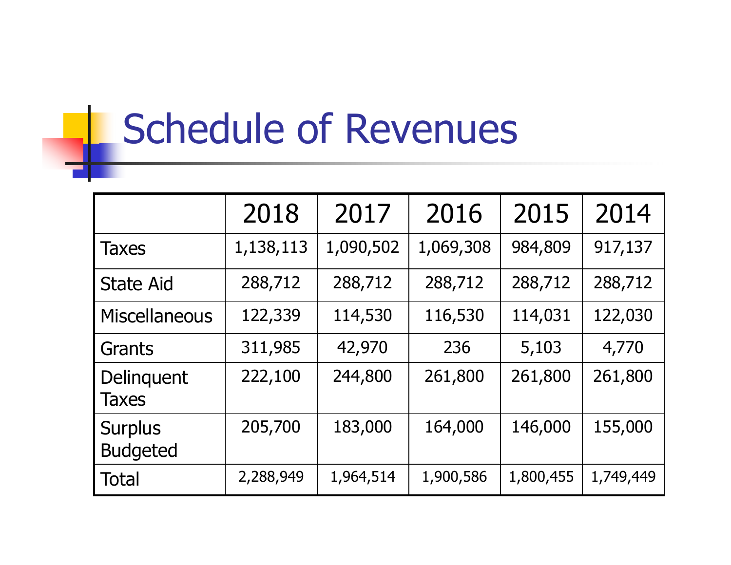# Schedule of Revenues

| | 2018 | 2017 | 2016 | 2015 | 2014 |
|---|---|---|---|---|---|
| Taxes | 1,138,113 | 1,090,502 | 1,069,308 | 984,809 | 917,137 |
| State Aid | 288,712 | 288,712 | 288,712 | 288,712 | 288,712 |
| Miscellaneous | 122,339 | 114,530 | 116,530 | 114,031 | 122,030 |
| Grants | 311,985 | 42,970 | 236 | 5,103 | 4,770 |
| Delinquent Taxes | 222,100 | 244,800 | 261,800 | 261,800 | 261,800 |
| Surplus Budgeted | 205,700 | 183,000 | 164,000 | 146,000 | 155,000 |
| Total | 2,288,949 | 1,964,514 | 1,900,586 | 1,800,455 | 1,749,449 |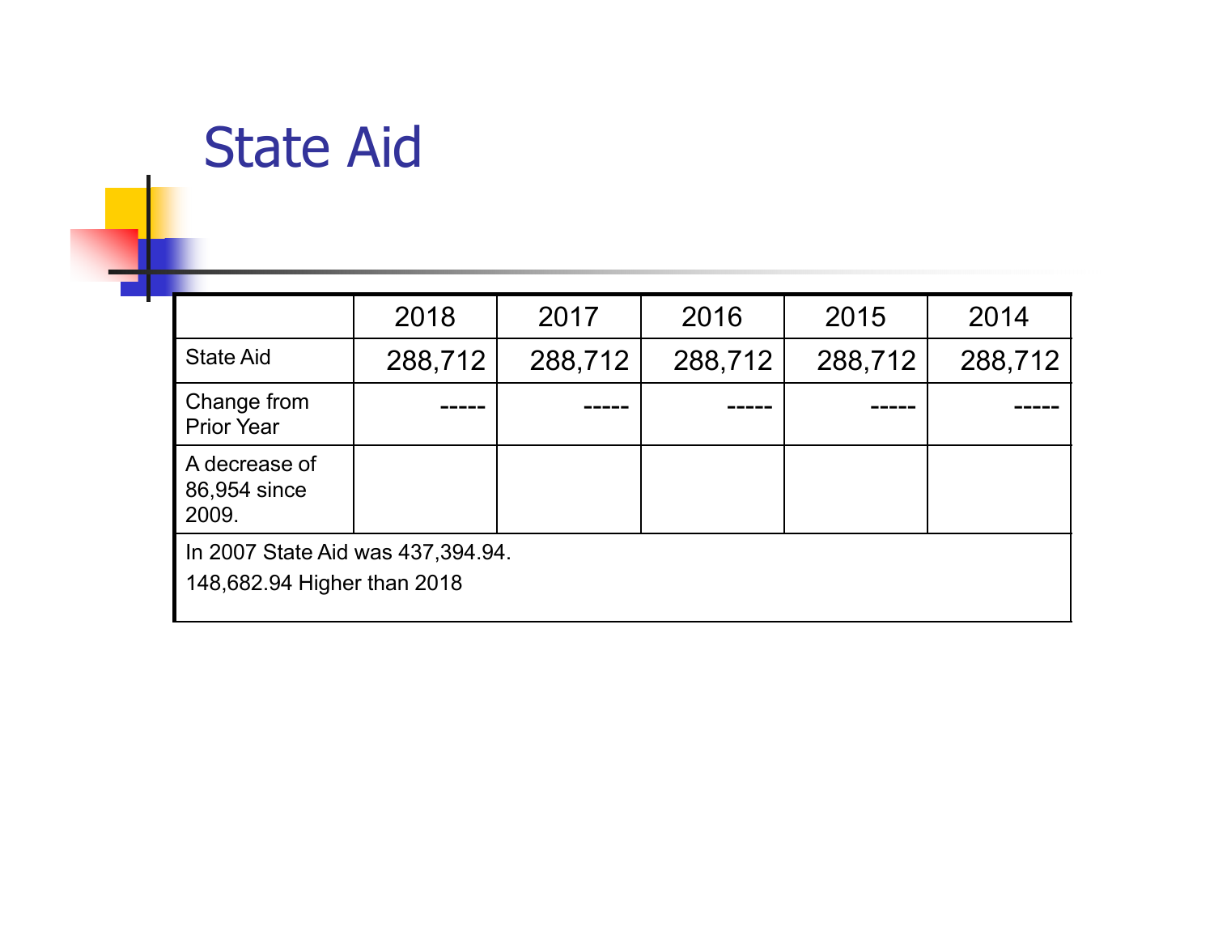# State Aid

| | 2018 | 2017 | 2016 | 2015 | 2014 |
|---|---|---|---|---|---|
| State Aid | 288,712 | 288,712 | 288,712 | 288,712 | 288,712 |
| Change from Prior Year | ----- | ----- | ----- | ----- | ----- |
| A decrease of 86,954 since 2009. | | | | | |
| In 2007 State Aid was 437,394.94. 148,682.94 Higher than 2018 | | | | | |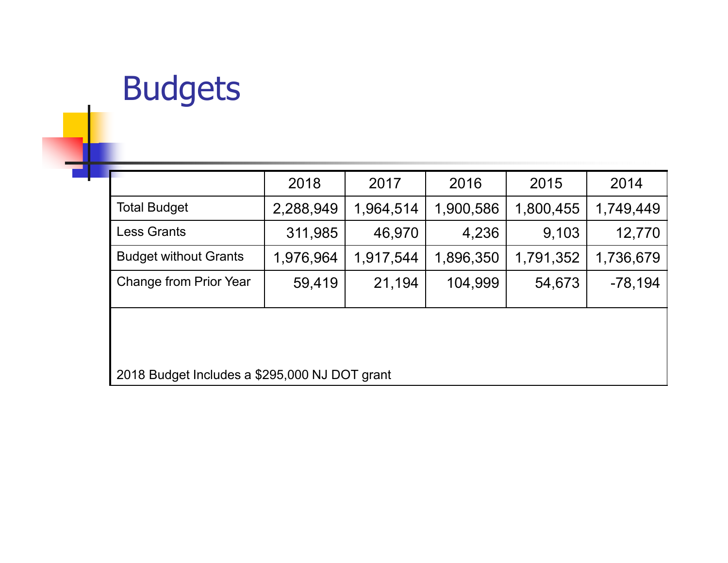# Budgets

| | 2018 | 2017 | 2016 | 2015 | 2014 |
|---|---|---|---|---|---|
| Total Budget | 2,288,949 | 1,964,514 | 1,900,586 | 1,800,455 | 1,749,449 |
| Less Grants | 311,985 | 46,970 | 4,236 | 9,103 | 12,770 |
| Budget without Grants | 1,976,964 | 1,917,544 | 1,896,350 | 1,791,352 | 1,736,679 |
| Change from Prior Year | 59,419 | 21,194 | 104,999 | 54,673 | -78,194 |

2018 Budget Includes a $295,000 NJ DOT grant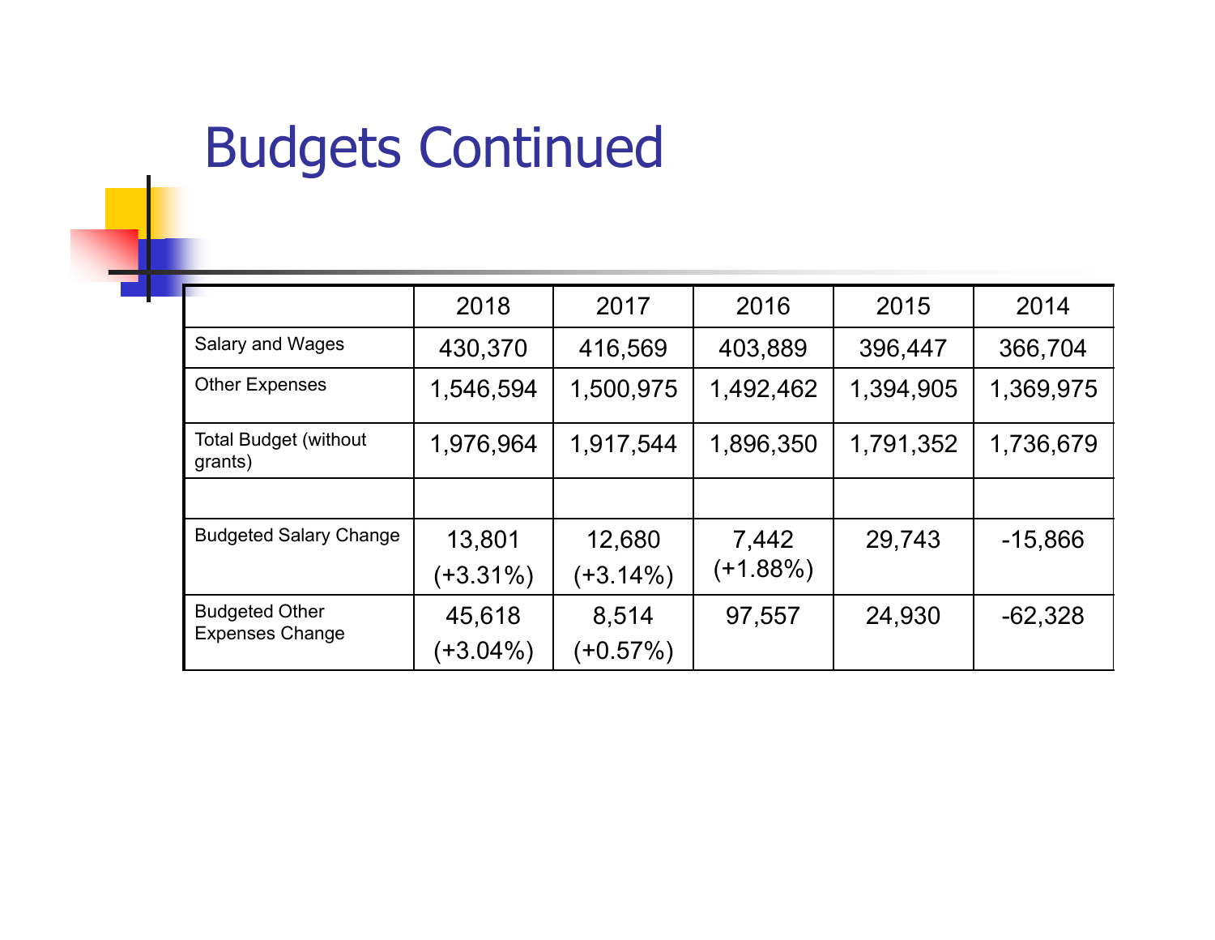# Budgets Continued

| | 2018 | 2017 | 2016 | 2015 | 2014 |
|---|---|---|---|---|---|
| Salary and Wages | 430,370 | 416,569 | 403,889 | 396,447 | 366,704 |
| Other Expenses | 1,546,594 | 1,500,975 | 1,492,462 | 1,394,905 | 1,369,975 |
| Total Budget (without grants) | 1,976,964 | 1,917,544 | 1,896,350 | 1,791,352 | 1,736,679 |
| | | | | | |
| Budgeted Salary Change | 13,801 (+3.31%) | 12,680 (+3.14%) | 7,442 (+1.88%) | 29,743 | -15,866 |
| Budgeted Other Expenses Change | 45,618 (+3.04%) | 8,514 (+0.57%) | 97,557 | 24,930 | -62,328 |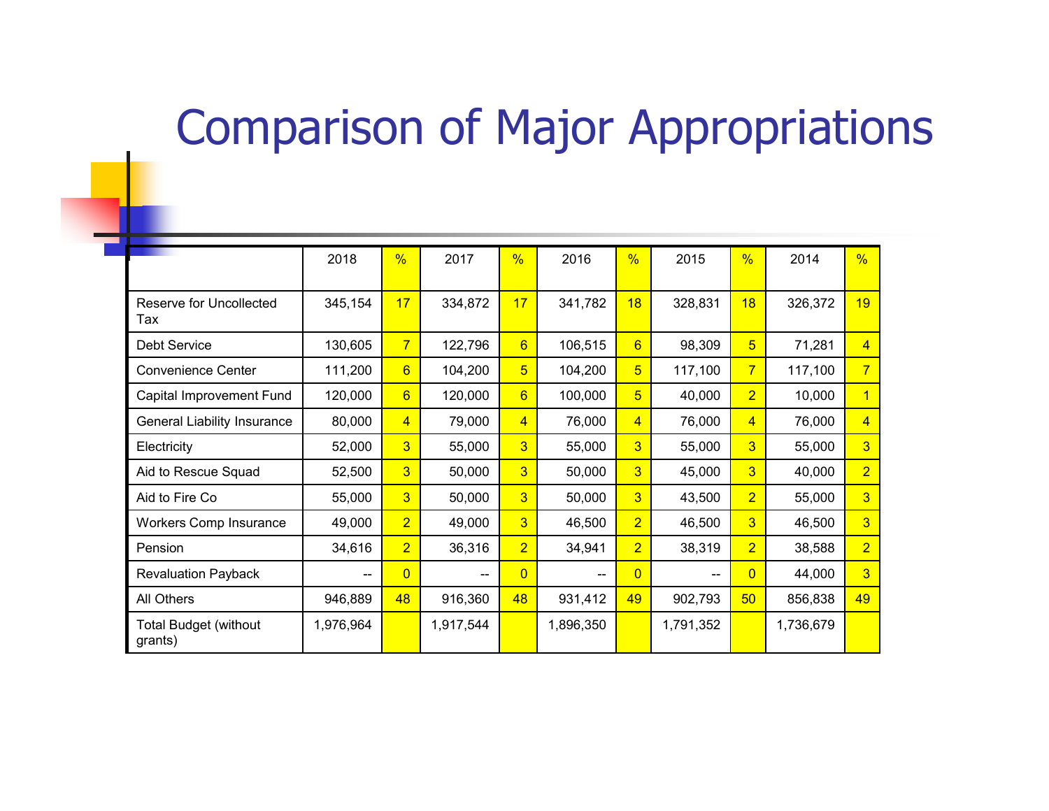# Comparison of Major Appropriations

| | 2018 | % | 2017 | % | 2016 | % | 2015 | % | 2014 | % |
|---|---|---|---|---|---|---|---|---|---|---|
| Reserve for Uncollected Tax | 345,154 | 17 | 334,872 | 17 | 341,782 | 18 | 328,831 | 18 | 326,372 | 19 |
| Debt Service | 130,605 | 7 | 122,796 | 6 | 106,515 | 6 | 98,309 | 5 | 71,281 | 4 |
| Convenience Center | 111,200 | 6 | 104,200 | 5 | 104,200 | 5 | 117,100 | 7 | 117,100 | 7 |
| Capital Improvement Fund | 120,000 | 6 | 120,000 | 6 | 100,000 | 5 | 40,000 | 2 | 10,000 | 1 |
| General Liability Insurance | 80,000 | 4 | 79,000 | 4 | 76,000 | 4 | 76,000 | 4 | 76,000 | 4 |
| Electricity | 52,000 | 3 | 55,000 | 3 | 55,000 | 3 | 55,000 | 3 | 55,000 | 3 |
| Aid to Rescue Squad | 52,500 | 3 | 50,000 | 3 | 50,000 | 3 | 45,000 | 3 | 40,000 | 2 |
| Aid to Fire Co | 55,000 | 3 | 50,000 | 3 | 50,000 | 3 | 43,500 | 2 | 55,000 | 3 |
| Workers Comp Insurance | 49,000 | 2 | 49,000 | 3 | 46,500 | 2 | 46,500 | 3 | 46,500 | 3 |
| Pension | 34,616 | 2 | 36,316 | 2 | 34,941 | 2 | 38,319 | 2 | 38,588 | 2 |
| Revaluation Payback | -- | 0 | -- | 0 | -- | 0 | -- | 0 | 44,000 | 3 |
| All Others | 946,889 | 48 | 916,360 | 48 | 931,412 | 49 | 902,793 | 50 | 856,838 | 49 |
| Total Budget (without grants) | 1,976,964 | | 1,917,544 | | 1,896,350 | | 1,791,352 | | 1,736,679 | |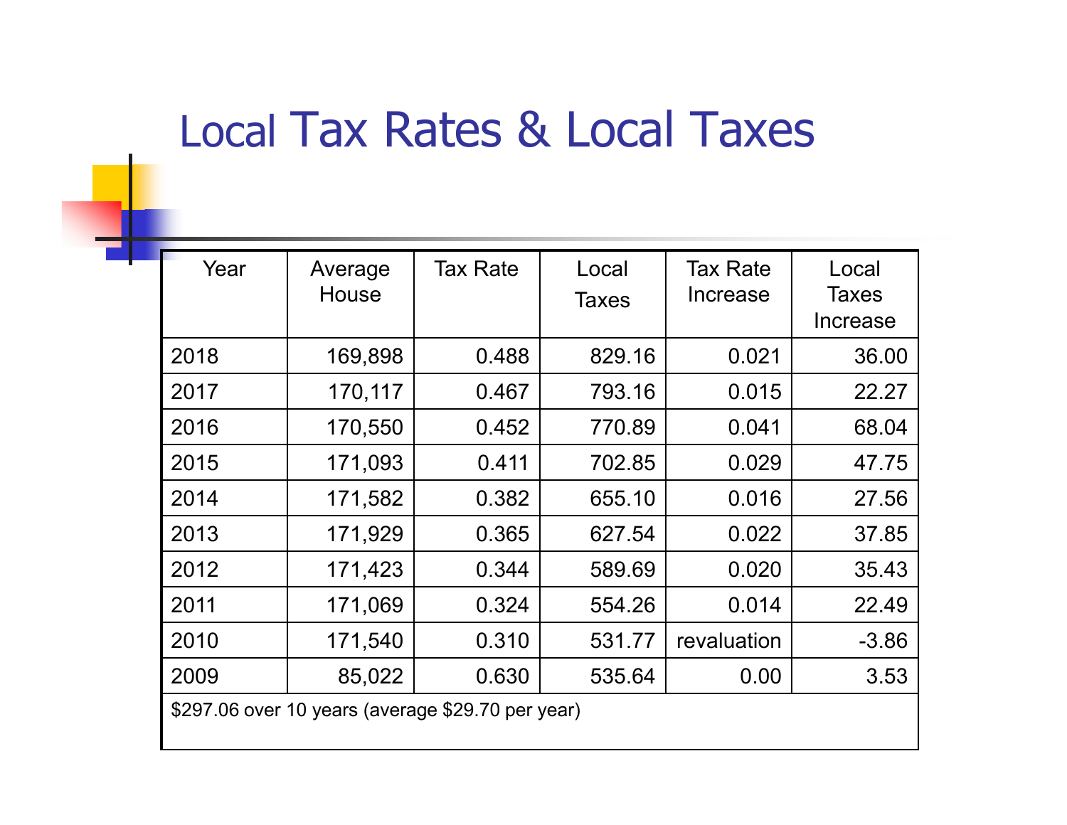# Local Tax Rates & Local Taxes

| Year | Average House | Tax Rate | Local Taxes | Tax Rate Increase | Local Taxes Increase |
|---|---|---|---|---|---|
| 2018 | 169,898 | 0.488 | 829.16 | 0.021 | 36.00 |
| 2017 | 170,117 | 0.467 | 793.16 | 0.015 | 22.27 |
| 2016 | 170,550 | 0.452 | 770.89 | 0.041 | 68.04 |
| 2015 | 171,093 | 0.411 | 702.85 | 0.029 | 47.75 |
| 2014 | 171,582 | 0.382 | 655.10 | 0.016 | 27.56 |
| 2013 | 171,929 | 0.365 | 627.54 | 0.022 | 37.85 |
| 2012 | 171,423 | 0.344 | 589.69 | 0.020 | 35.43 |
| 2011 | 171,069 | 0.324 | 554.26 | 0.014 | 22.49 |
| 2010 | 171,540 | 0.310 | 531.77 | revaluation | -3.86 |
| 2009 | 85,022 | 0.630 | 535.64 | 0.00 | 3.53 |
| $297.06 over 10 years (average $29.70 per year) | | | | | |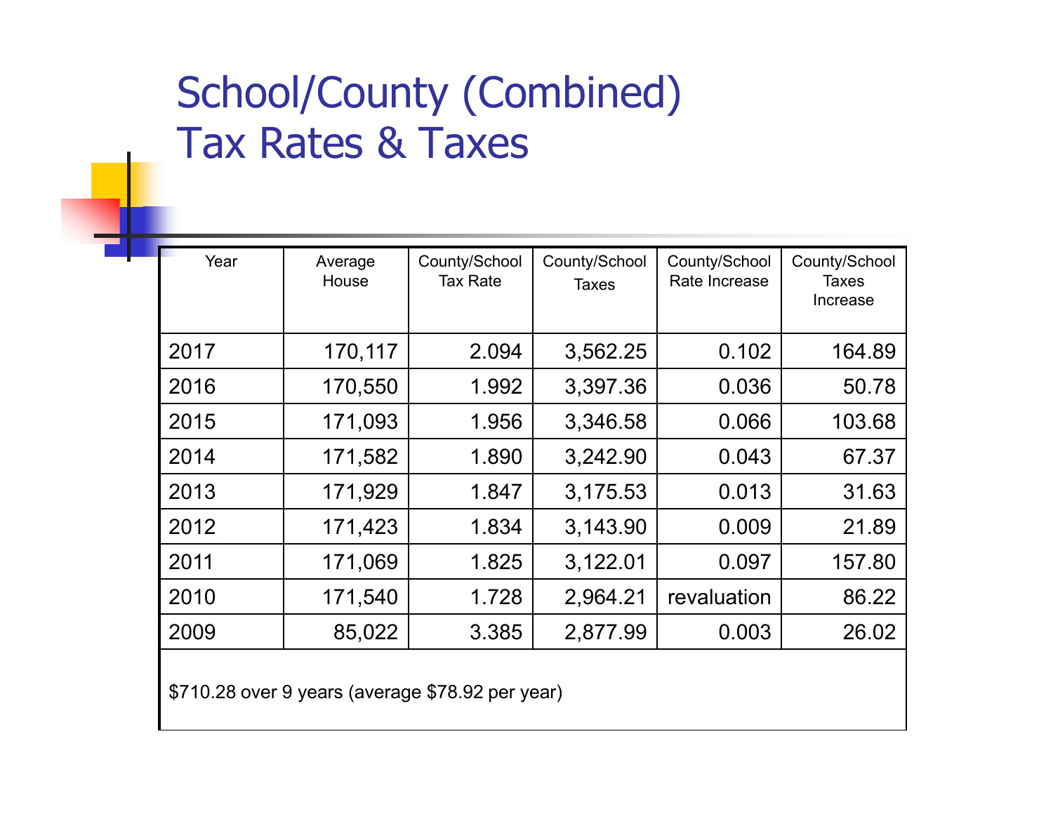# School/County (Combined) Tax Rates & Taxes

| Year | Average House | County/School Tax Rate | County/School Taxes | County/School Rate Increase | County/School Taxes Increase |
|---|---|---|---|---|---|
| 2017 | 170,117 | 2.094 | 3,562.25 | 0.102 | 164.89 |
| 2016 | 170,550 | 1.992 | 3,397.36 | 0.036 | 50.78 |
| 2015 | 171,093 | 1.956 | 3,346.58 | 0.066 | 103.68 |
| 2014 | 171,582 | 1.890 | 3,242.90 | 0.043 | 67.37 |
| 2013 | 171,929 | 1.847 | 3,175.53 | 0.013 | 31.63 |
| 2012 | 171,423 | 1.834 | 3,143.90 | 0.009 | 21.89 |
| 2011 | 171,069 | 1.825 | 3,122.01 | 0.097 | 157.80 |
| 2010 | 171,540 | 1.728 | 2,964.21 | revaluation | 86.22 |
| 2009 | 85,022 | 3.385 | 2,877.99 | 0.003 | 26.02 |
| $710.28 over 9 years (average $78.92 per year) | | | | | |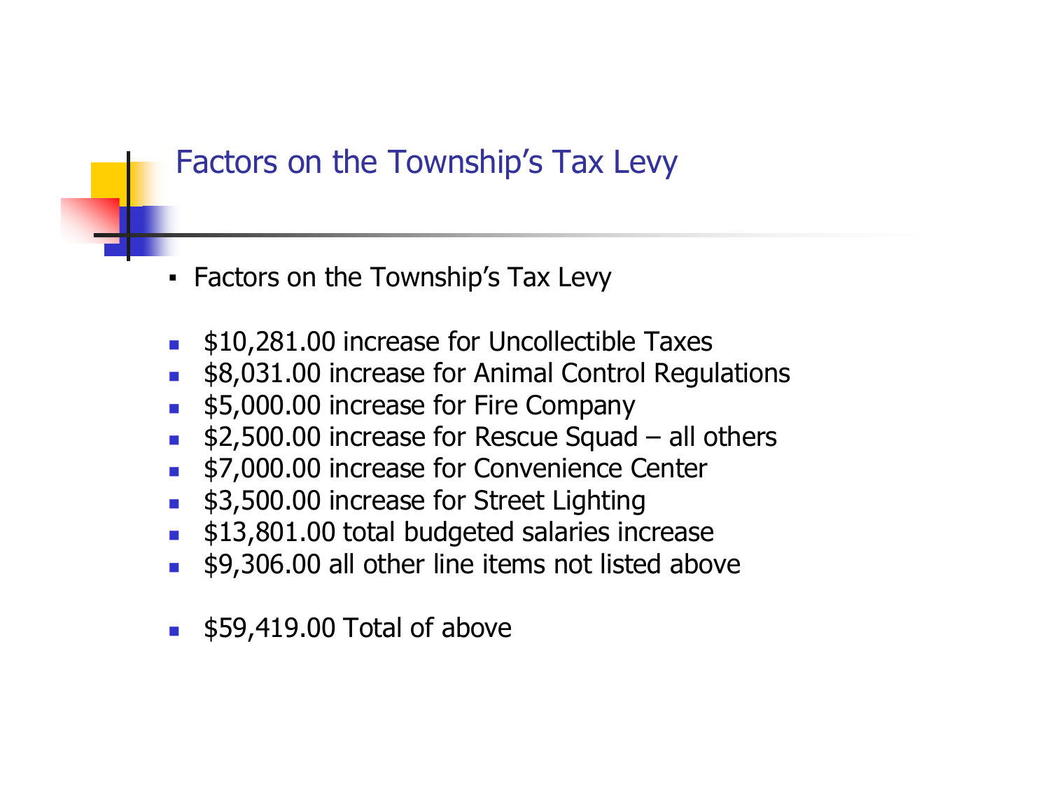# Factors on the Township's Tax Levy

- Factors on the Township's Tax Levy

- $10,281.00 increase for Uncollectible Taxes
- $8,031.00 increase for Animal Control Regulations
- $5,000.00 increase for Fire Company
- $2,500.00 increase for Rescue Squad – all others
- $7,000.00 increase for Convenience Center
- $3,500.00 increase for Street Lighting
- $13,801.00 total budgeted salaries increase
- $9,306.00 all other line items not listed above

- $59,419.00 Total of above